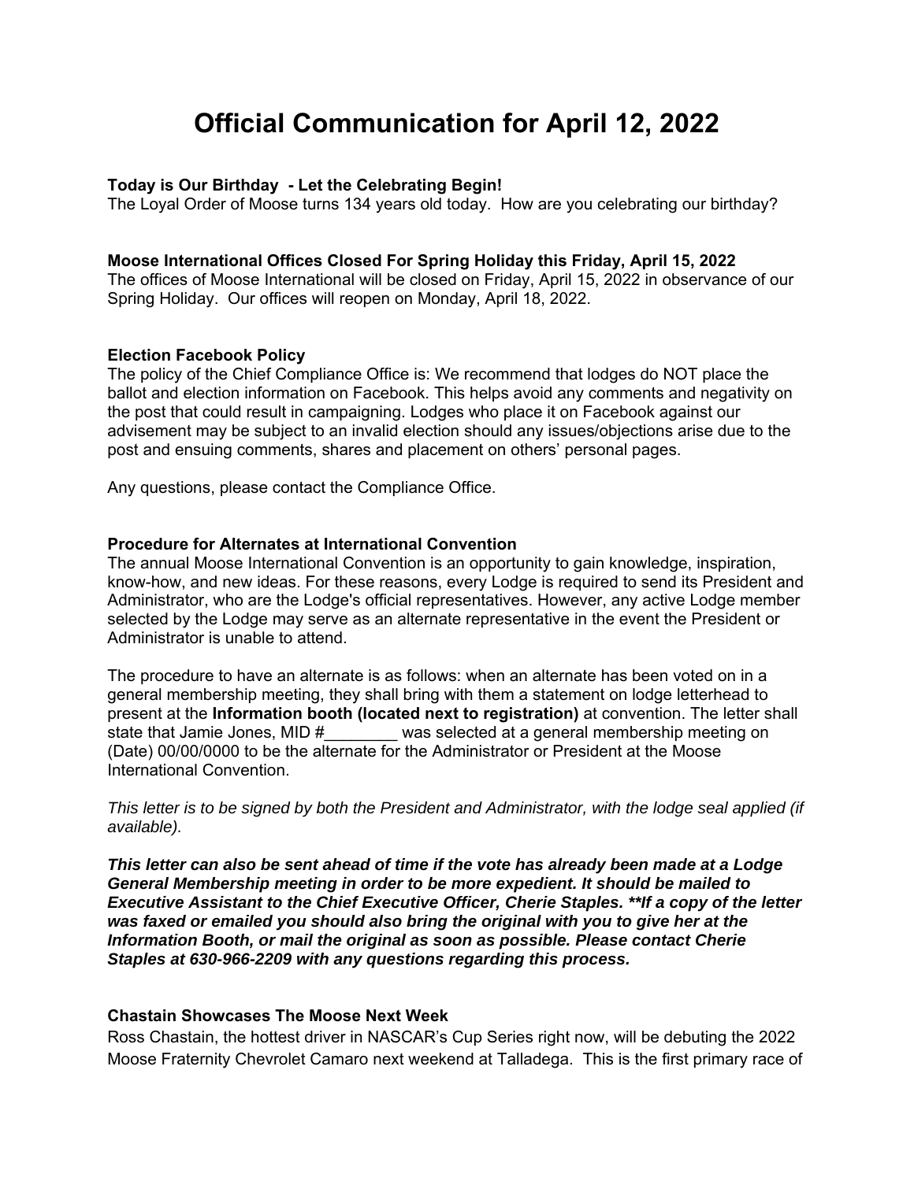# Official Communication for April 12, 2022

**Today is Our Birthday - Let the Celebrating Begin!**
The Loyal Order of Moose turns 134 years old today. How are you celebrating our birthday?

**Moose International Offices Closed For Spring Holiday this Friday, April 15, 2022**
The offices of Moose International will be closed on Friday, April 15, 2022 in observance of our Spring Holiday. Our offices will reopen on Monday, April 18, 2022.

**Election Facebook Policy**
The policy of the Chief Compliance Office is: We recommend that lodges do NOT place the ballot and election information on Facebook. This helps avoid any comments and negativity on the post that could result in campaigning. Lodges who place it on Facebook against our advisement may be subject to an invalid election should any issues/objections arise due to the post and ensuing comments, shares and placement on others' personal pages.

Any questions, please contact the Compliance Office.

**Procedure for Alternates at International Convention**
The annual Moose International Convention is an opportunity to gain knowledge, inspiration, know-how, and new ideas. For these reasons, every Lodge is required to send its President and Administrator, who are the Lodge's official representatives. However, any active Lodge member selected by the Lodge may serve as an alternate representative in the event the President or Administrator is unable to attend.

The procedure to have an alternate is as follows: when an alternate has been voted on in a general membership meeting, they shall bring with them a statement on lodge letterhead to present at the **Information booth (located next to registration)** at convention. The letter shall state that Jamie Jones, MID #________ was selected at a general membership meeting on (Date) 00/00/0000 to be the alternate for the Administrator or President at the Moose International Convention.

*This letter is to be signed by both the President and Administrator, with the lodge seal applied (if available).*

***This letter can also be sent ahead of time if the vote has already been made at a Lodge General Membership meeting in order to be more expedient. It should be mailed to Executive Assistant to the Chief Executive Officer, Cherie Staples. **If a copy of the letter was faxed or emailed you should also bring the original with you to give her at the Information Booth, or mail the original as soon as possible. Please contact Cherie Staples at 630-966-2209 with any questions regarding this process.***

**Chastain Showcases The Moose Next Week**
Ross Chastain, the hottest driver in NASCAR's Cup Series right now, will be debuting the 2022 Moose Fraternity Chevrolet Camaro next weekend at Talladega. This is the first primary race of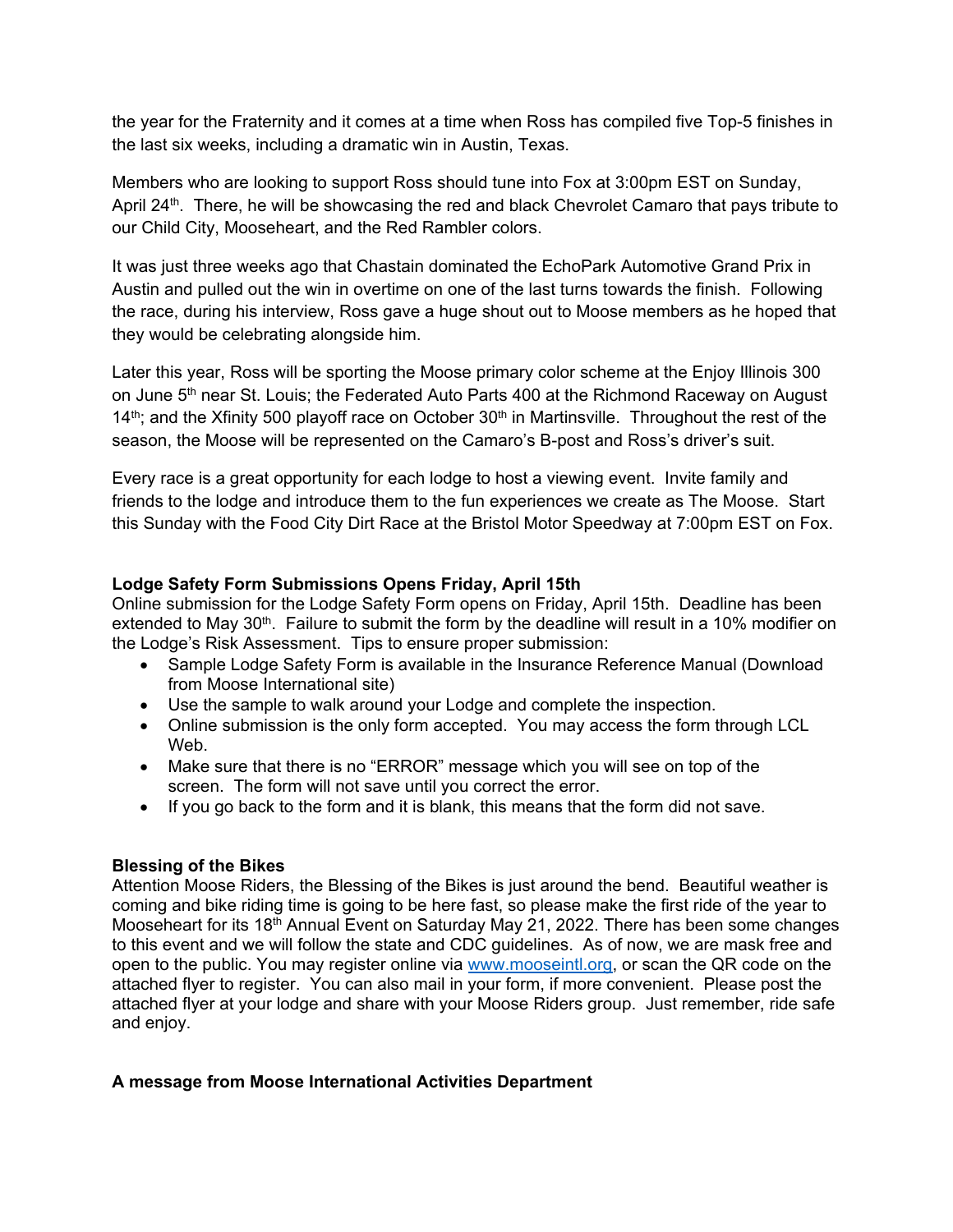the year for the Fraternity and it comes at a time when Ross has compiled five Top-5 finishes in the last six weeks, including a dramatic win in Austin, Texas.

Members who are looking to support Ross should tune into Fox at 3:00pm EST on Sunday, April 24th. There, he will be showcasing the red and black Chevrolet Camaro that pays tribute to our Child City, Mooseheart, and the Red Rambler colors.

It was just three weeks ago that Chastain dominated the EchoPark Automotive Grand Prix in Austin and pulled out the win in overtime on one of the last turns towards the finish. Following the race, during his interview, Ross gave a huge shout out to Moose members as he hoped that they would be celebrating alongside him.

Later this year, Ross will be sporting the Moose primary color scheme at the Enjoy Illinois 300 on June 5th near St. Louis; the Federated Auto Parts 400 at the Richmond Raceway on August 14th; and the Xfinity 500 playoff race on October 30th in Martinsville. Throughout the rest of the season, the Moose will be represented on the Camaro's B-post and Ross's driver's suit.

Every race is a great opportunity for each lodge to host a viewing event. Invite family and friends to the lodge and introduce them to the fun experiences we create as The Moose. Start this Sunday with the Food City Dirt Race at the Bristol Motor Speedway at 7:00pm EST on Fox.

**Lodge Safety Form Submissions Opens Friday, April 15th**

Online submission for the Lodge Safety Form opens on Friday, April 15th. Deadline has been extended to May 30th. Failure to submit the form by the deadline will result in a 10% modifier on the Lodge's Risk Assessment. Tips to ensure proper submission:

- Sample Lodge Safety Form is available in the Insurance Reference Manual (Download from Moose International site)
- Use the sample to walk around your Lodge and complete the inspection.
- Online submission is the only form accepted. You may access the form through LCL Web.
- Make sure that there is no "ERROR" message which you will see on top of the screen. The form will not save until you correct the error.
- If you go back to the form and it is blank, this means that the form did not save.

**Blessing of the Bikes**

Attention Moose Riders, the Blessing of the Bikes is just around the bend. Beautiful weather is coming and bike riding time is going to be here fast, so please make the first ride of the year to Mooseheart for its 18th Annual Event on Saturday May 21, 2022. There has been some changes to this event and we will follow the state and CDC guidelines. As of now, we are mask free and open to the public. You may register online via [www.mooseintl.org](www.mooseintl.org), or scan the QR code on the attached flyer to register. You can also mail in your form, if more convenient. Please post the attached flyer at your lodge and share with your Moose Riders group. Just remember, ride safe and enjoy.

**A message from Moose International Activities Department**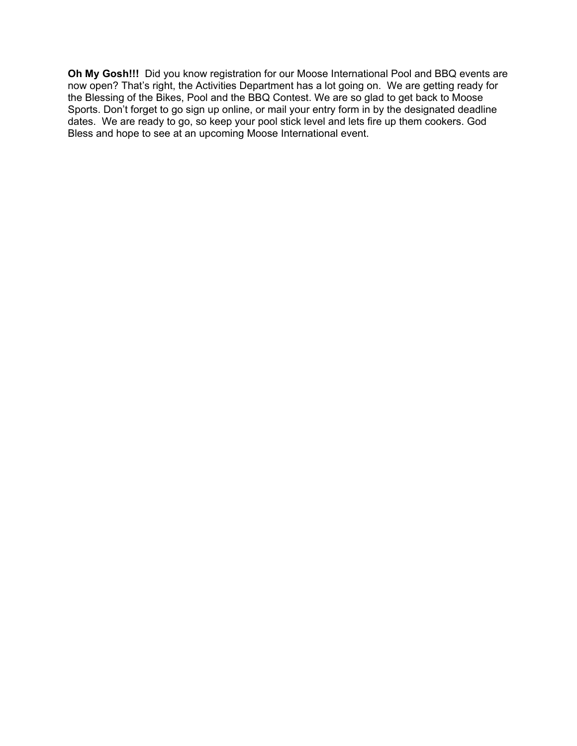**Oh My Gosh!!!** Did you know registration for our Moose International Pool and BBQ events are now open? That's right, the Activities Department has a lot going on. We are getting ready for the Blessing of the Bikes, Pool and the BBQ Contest. We are so glad to get back to Moose Sports. Don't forget to go sign up online, or mail your entry form in by the designated deadline dates. We are ready to go, so keep your pool stick level and lets fire up them cookers. God Bless and hope to see at an upcoming Moose International event.